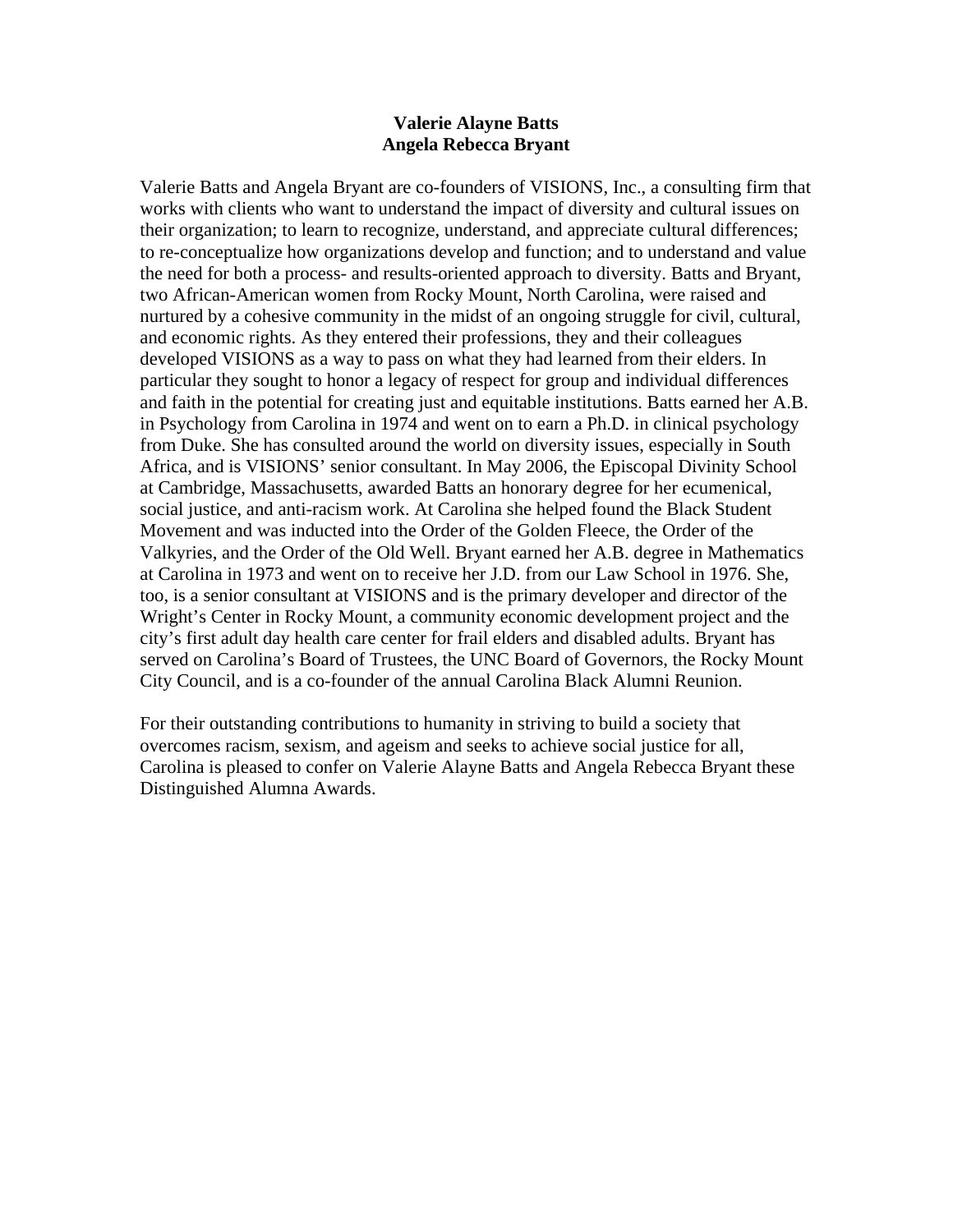**Valerie Alayne Batts**
**Angela Rebecca Bryant**

Valerie Batts and Angela Bryant are co-founders of VISIONS, Inc., a consulting firm that works with clients who want to understand the impact of diversity and cultural issues on their organization; to learn to recognize, understand, and appreciate cultural differences; to re-conceptualize how organizations develop and function; and to understand and value the need for both a process- and results-oriented approach to diversity. Batts and Bryant, two African-American women from Rocky Mount, North Carolina, were raised and nurtured by a cohesive community in the midst of an ongoing struggle for civil, cultural, and economic rights. As they entered their professions, they and their colleagues developed VISIONS as a way to pass on what they had learned from their elders. In particular they sought to honor a legacy of respect for group and individual differences and faith in the potential for creating just and equitable institutions. Batts earned her A.B. in Psychology from Carolina in 1974 and went on to earn a Ph.D. in clinical psychology from Duke. She has consulted around the world on diversity issues, especially in South Africa, and is VISIONS' senior consultant. In May 2006, the Episcopal Divinity School at Cambridge, Massachusetts, awarded Batts an honorary degree for her ecumenical, social justice, and anti-racism work. At Carolina she helped found the Black Student Movement and was inducted into the Order of the Golden Fleece, the Order of the Valkyries, and the Order of the Old Well. Bryant earned her A.B. degree in Mathematics at Carolina in 1973 and went on to receive her J.D. from our Law School in 1976. She, too, is a senior consultant at VISIONS and is the primary developer and director of the Wright's Center in Rocky Mount, a community economic development project and the city's first adult day health care center for frail elders and disabled adults. Bryant has served on Carolina's Board of Trustees, the UNC Board of Governors, the Rocky Mount City Council, and is a co-founder of the annual Carolina Black Alumni Reunion.

For their outstanding contributions to humanity in striving to build a society that overcomes racism, sexism, and ageism and seeks to achieve social justice for all, Carolina is pleased to confer on Valerie Alayne Batts and Angela Rebecca Bryant these Distinguished Alumna Awards.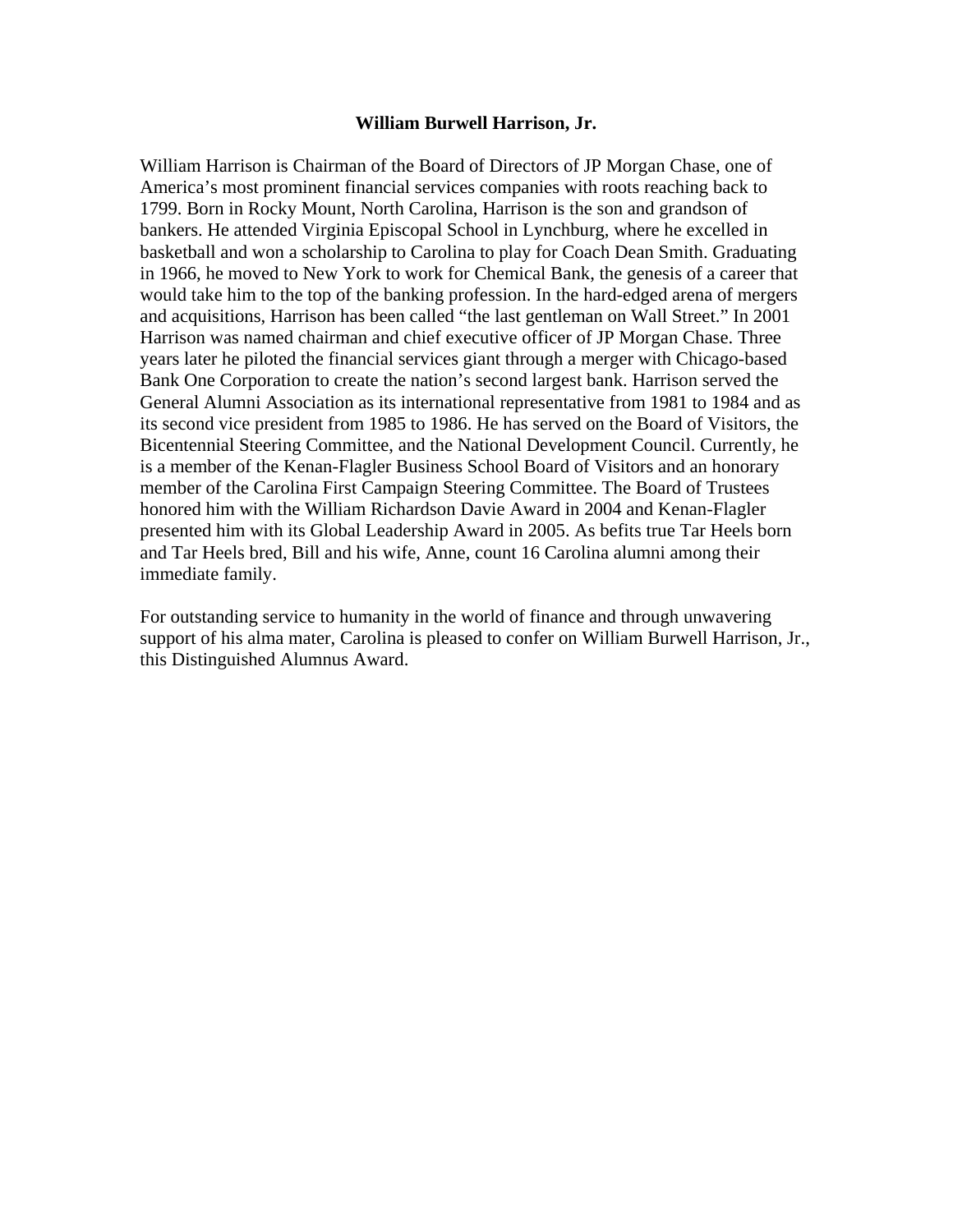**William Burwell Harrison, Jr.**

William Harrison is Chairman of the Board of Directors of JP Morgan Chase, one of America's most prominent financial services companies with roots reaching back to 1799. Born in Rocky Mount, North Carolina, Harrison is the son and grandson of bankers. He attended Virginia Episcopal School in Lynchburg, where he excelled in basketball and won a scholarship to Carolina to play for Coach Dean Smith. Graduating in 1966, he moved to New York to work for Chemical Bank, the genesis of a career that would take him to the top of the banking profession. In the hard-edged arena of mergers and acquisitions, Harrison has been called "the last gentleman on Wall Street." In 2001 Harrison was named chairman and chief executive officer of JP Morgan Chase. Three years later he piloted the financial services giant through a merger with Chicago-based Bank One Corporation to create the nation's second largest bank. Harrison served the General Alumni Association as its international representative from 1981 to 1984 and as its second vice president from 1985 to 1986. He has served on the Board of Visitors, the Bicentennial Steering Committee, and the National Development Council. Currently, he is a member of the Kenan-Flagler Business School Board of Visitors and an honorary member of the Carolina First Campaign Steering Committee. The Board of Trustees honored him with the William Richardson Davie Award in 2004 and Kenan-Flagler presented him with its Global Leadership Award in 2005. As befits true Tar Heels born and Tar Heels bred, Bill and his wife, Anne, count 16 Carolina alumni among their immediate family.

For outstanding service to humanity in the world of finance and through unwavering support of his alma mater, Carolina is pleased to confer on William Burwell Harrison, Jr., this Distinguished Alumnus Award.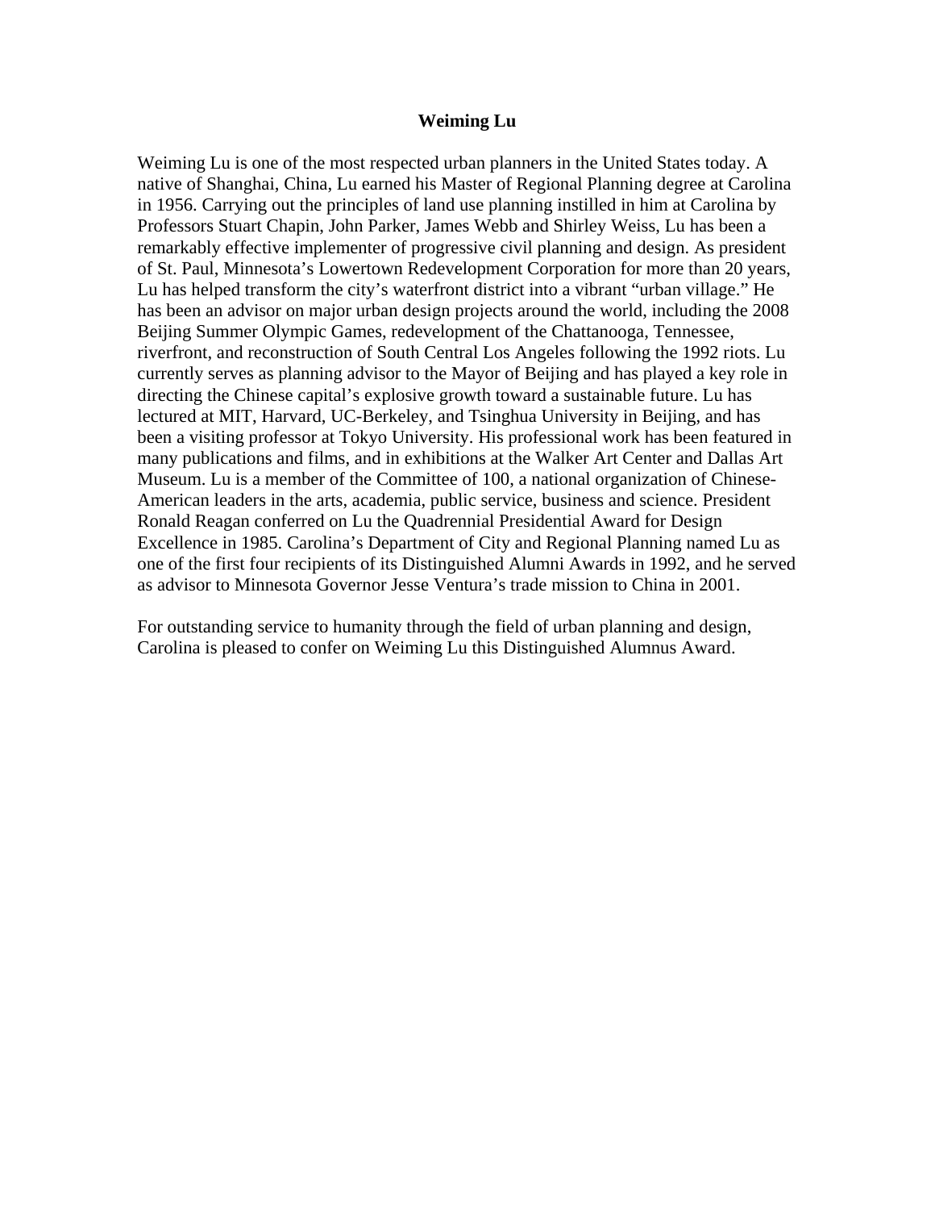# Weiming Lu

Weiming Lu is one of the most respected urban planners in the United States today. A native of Shanghai, China, Lu earned his Master of Regional Planning degree at Carolina in 1956. Carrying out the principles of land use planning instilled in him at Carolina by Professors Stuart Chapin, John Parker, James Webb and Shirley Weiss, Lu has been a remarkably effective implementer of progressive civil planning and design. As president of St. Paul, Minnesota's Lowertown Redevelopment Corporation for more than 20 years, Lu has helped transform the city's waterfront district into a vibrant "urban village." He has been an advisor on major urban design projects around the world, including the 2008 Beijing Summer Olympic Games, redevelopment of the Chattanooga, Tennessee, riverfront, and reconstruction of South Central Los Angeles following the 1992 riots. Lu currently serves as planning advisor to the Mayor of Beijing and has played a key role in directing the Chinese capital's explosive growth toward a sustainable future. Lu has lectured at MIT, Harvard, UC-Berkeley, and Tsinghua University in Beijing, and has been a visiting professor at Tokyo University. His professional work has been featured in many publications and films, and in exhibitions at the Walker Art Center and Dallas Art Museum. Lu is a member of the Committee of 100, a national organization of Chinese-American leaders in the arts, academia, public service, business and science. President Ronald Reagan conferred on Lu the Quadrennial Presidential Award for Design Excellence in 1985. Carolina's Department of City and Regional Planning named Lu as one of the first four recipients of its Distinguished Alumni Awards in 1992, and he served as advisor to Minnesota Governor Jesse Ventura's trade mission to China in 2001.

For outstanding service to humanity through the field of urban planning and design, Carolina is pleased to confer on Weiming Lu this Distinguished Alumnus Award.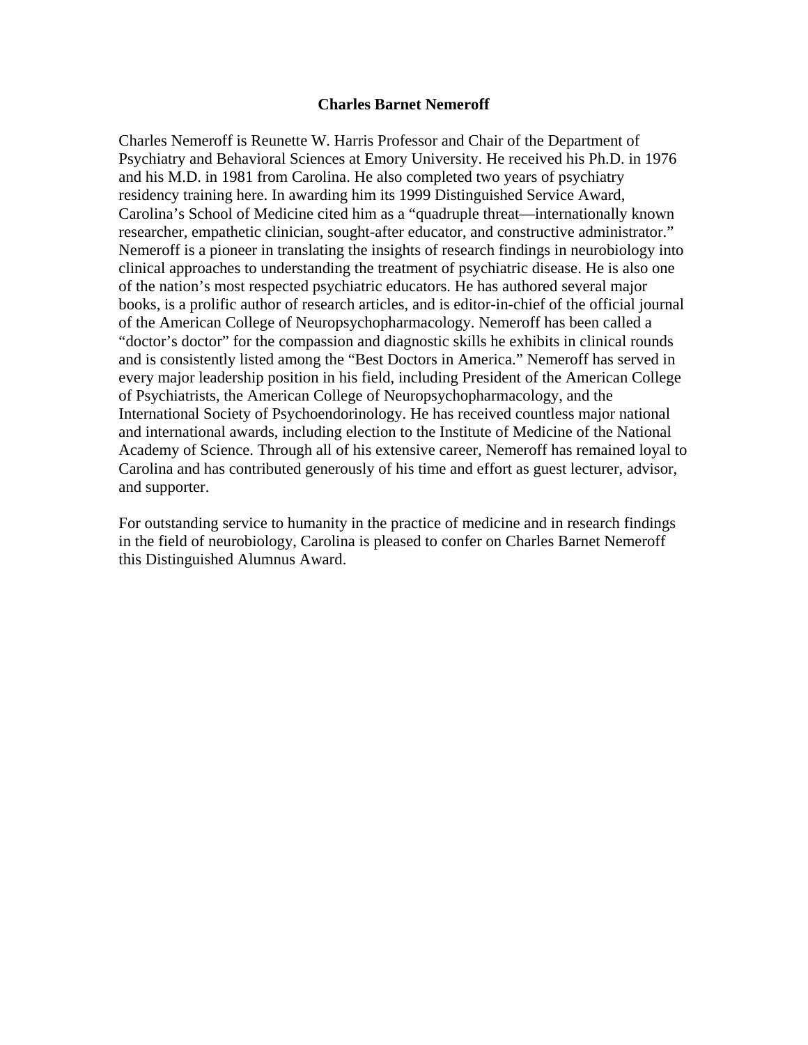**Charles Barnet Nemeroff**

Charles Nemeroff is Reunette W. Harris Professor and Chair of the Department of Psychiatry and Behavioral Sciences at Emory University. He received his Ph.D. in 1976 and his M.D. in 1981 from Carolina. He also completed two years of psychiatry residency training here. In awarding him its 1999 Distinguished Service Award, Carolina's School of Medicine cited him as a "quadruple threat—internationally known researcher, empathetic clinician, sought-after educator, and constructive administrator." Nemeroff is a pioneer in translating the insights of research findings in neurobiology into clinical approaches to understanding the treatment of psychiatric disease. He is also one of the nation's most respected psychiatric educators. He has authored several major books, is a prolific author of research articles, and is editor-in-chief of the official journal of the American College of Neuropsychopharmacology. Nemeroff has been called a "doctor's doctor" for the compassion and diagnostic skills he exhibits in clinical rounds and is consistently listed among the "Best Doctors in America." Nemeroff has served in every major leadership position in his field, including President of the American College of Psychiatrists, the American College of Neuropsychopharmacology, and the International Society of Psychoendorinology. He has received countless major national and international awards, including election to the Institute of Medicine of the National Academy of Science. Through all of his extensive career, Nemeroff has remained loyal to Carolina and has contributed generously of his time and effort as guest lecturer, advisor, and supporter.

For outstanding service to humanity in the practice of medicine and in research findings in the field of neurobiology, Carolina is pleased to confer on Charles Barnet Nemeroff this Distinguished Alumnus Award.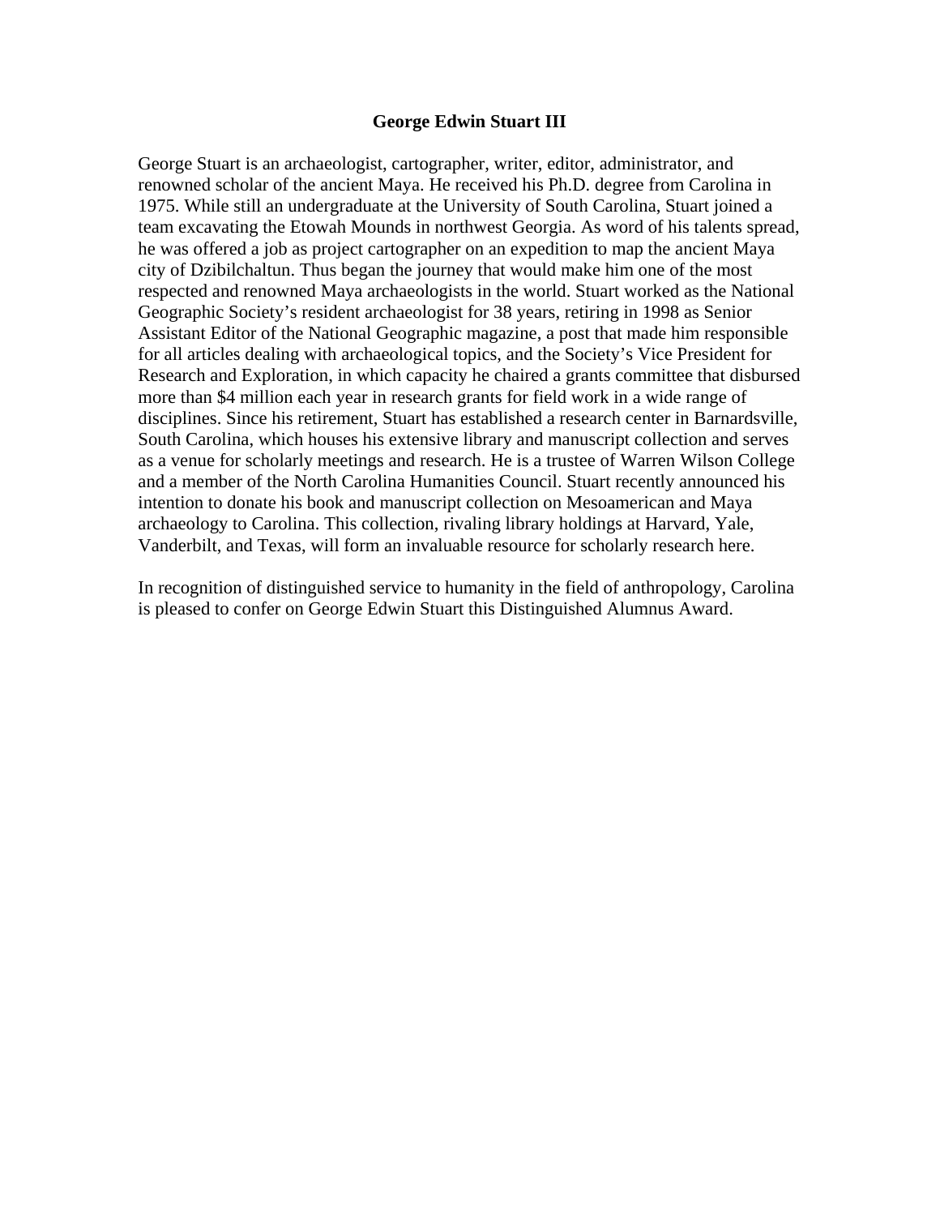# George Edwin Stuart III

George Stuart is an archaeologist, cartographer, writer, editor, administrator, and renowned scholar of the ancient Maya. He received his Ph.D. degree from Carolina in 1975. While still an undergraduate at the University of South Carolina, Stuart joined a team excavating the Etowah Mounds in northwest Georgia. As word of his talents spread, he was offered a job as project cartographer on an expedition to map the ancient Maya city of Dzibilchaltun. Thus began the journey that would make him one of the most respected and renowned Maya archaeologists in the world. Stuart worked as the National Geographic Society's resident archaeologist for 38 years, retiring in 1998 as Senior Assistant Editor of the National Geographic magazine, a post that made him responsible for all articles dealing with archaeological topics, and the Society's Vice President for Research and Exploration, in which capacity he chaired a grants committee that disbursed more than $4 million each year in research grants for field work in a wide range of disciplines. Since his retirement, Stuart has established a research center in Barnardsville, South Carolina, which houses his extensive library and manuscript collection and serves as a venue for scholarly meetings and research. He is a trustee of Warren Wilson College and a member of the North Carolina Humanities Council. Stuart recently announced his intention to donate his book and manuscript collection on Mesoamerican and Maya archaeology to Carolina. This collection, rivaling library holdings at Harvard, Yale, Vanderbilt, and Texas, will form an invaluable resource for scholarly research here.

In recognition of distinguished service to humanity in the field of anthropology, Carolina is pleased to confer on George Edwin Stuart this Distinguished Alumnus Award.